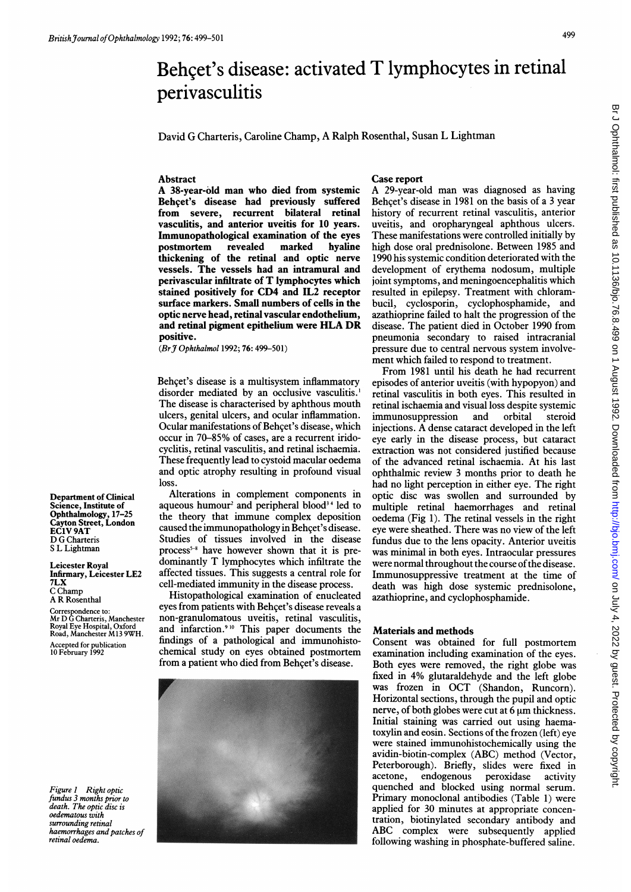# Behçet's disease: activated T lymphocytes in retinal perivasculitis

David G Charteris, Caroline Champ, A Ralph Rosenthal, Susan L Lightman

Department of Clinical Science, Institute of Ophthalmology, 17–25 Cayton Street, London EC1V 9AT
D G Charteris
S L Lightman

Leicester Royal Infirmary, Leicester LE2 7LX
C Champ
A R Rosenthal

Correspondence to: Mr D G Charteris, Manchester Royal Eye Hospital, Oxford Road, Manchester M13 9WH.

Accepted for publication 10 February 1992

## Abstract

**A 38-year-old man who died from systemic Behçet's disease had previously suffered from severe, recurrent bilateral retinal vasculitis, and anterior uveitis for 10 years. Immunopathological examination of the eyes postmortem revealed marked hyaline thickening of the retinal and optic nerve vessels. The vessels had an intramural and perivascular infiltrate of T lymphocytes which stained positively for CD4 and IL2 receptor surface markers. Small numbers of cells in the optic nerve head, retinal vascular endothelium, and retinal pigment epithelium were HLA DR positive.**

(*Br J Ophthalmol* 1992; **76:** 499–501)

Behçet's disease is a multisystem inflammatory disorder mediated by an occlusive vasculitis.[1] The disease is characterised by aphthous mouth ulcers, genital ulcers, and ocular inflammation. Ocular manifestations of Behçet's disease, which occur in 70–85% of cases, are a recurrent iridocyclitis, retinal vasculitis, and retinal ischaemia. These frequently lead to cystoid macular oedema and optic atrophy resulting in profound visual loss.

Alterations in complement components in aqueous humour[2] and peripheral blood[3,4] led to the theory that immune complex deposition caused the immunopathology in Behçet's disease. Studies of tissues involved in the disease process[5-8] have however shown that it is predominantly T lymphocytes which infiltrate the affected tissues. This suggests a central role for cell-mediated immunity in the disease process.

Histopathological examination of enucleated eyes from patients with Behçet's disease reveals a non-granulomatous uveitis, retinal vasculitis, and infarction.[9,10] This paper documents the findings of a pathological and immunohistochemical study on eyes obtained postmortem from a patient who died from Behçet's disease.

*Figure 1 Right optic fundus 3 months prior to death. The optic disc is oedematous with surrounding retinal haemorrhages and patches of retinal oedema.*

## Case report

A 29-year-old man was diagnosed as having Behçet's disease in 1981 on the basis of a 3 year history of recurrent retinal vasculitis, anterior uveitis, and oropharyngeal aphthous ulcers. These manifestations were controlled initially by high dose oral prednisolone. Between 1985 and 1990 his systemic condition deteriorated with the development of erythema nodosum, multiple joint symptoms, and meningoencephalitis which resulted in epilepsy. Treatment with chlorambucil, cyclosporin, cyclophosphamide, and azathioprine failed to halt the progression of the disease. The patient died in October 1990 from pneumonia secondary to raised intracranial pressure due to central nervous system involvement which failed to respond to treatment.

From 1981 until his death he had recurrent episodes of anterior uveitis (with hypopyon) and retinal vasculitis in both eyes. This resulted in retinal ischaemia and visual loss despite systemic immunosuppression and orbital steroid injections. A dense cataract developed in the left eye early in the disease process, but cataract extraction was not considered justified because of the advanced retinal ischaemia. At his last ophthalmic review 3 months prior to death he had no light perception in either eye. The right optic disc was swollen and surrounded by multiple retinal haemorrhages and retinal oedema (Fig 1). The retinal vessels in the right eye were sheathed. There was no view of the left fundus due to the lens opacity. Anterior uveitis was minimal in both eyes. Intraocular pressures were normal throughout the course of the disease. Immunosuppressive treatment at the time of death was high dose systemic prednisolone, azathioprine, and cyclophosphamide.

## Materials and methods

Consent was obtained for full postmortem examination including examination of the eyes. Both eyes were removed, the right globe was fixed in 4% glutaraldehyde and the left globe was frozen in OCT (Shandon, Runcorn). Horizontal sections, through the pupil and optic nerve, of both globes were cut at 6 µm thickness. Initial staining was carried out using haematoxylin and eosin. Sections of the frozen (left) eye were stained immunohistochemically using the avidin-biotin-complex (ABC) method (Vector, Peterborough). Briefly, slides were fixed in acetone, endogenous peroxidase activity quenched and blocked using normal serum. Primary monoclonal antibodies (Table 1) were applied for 30 minutes at appropriate concentration, biotinylated secondary antibody and ABC complex were subsequently applied following washing in phosphate-buffered saline.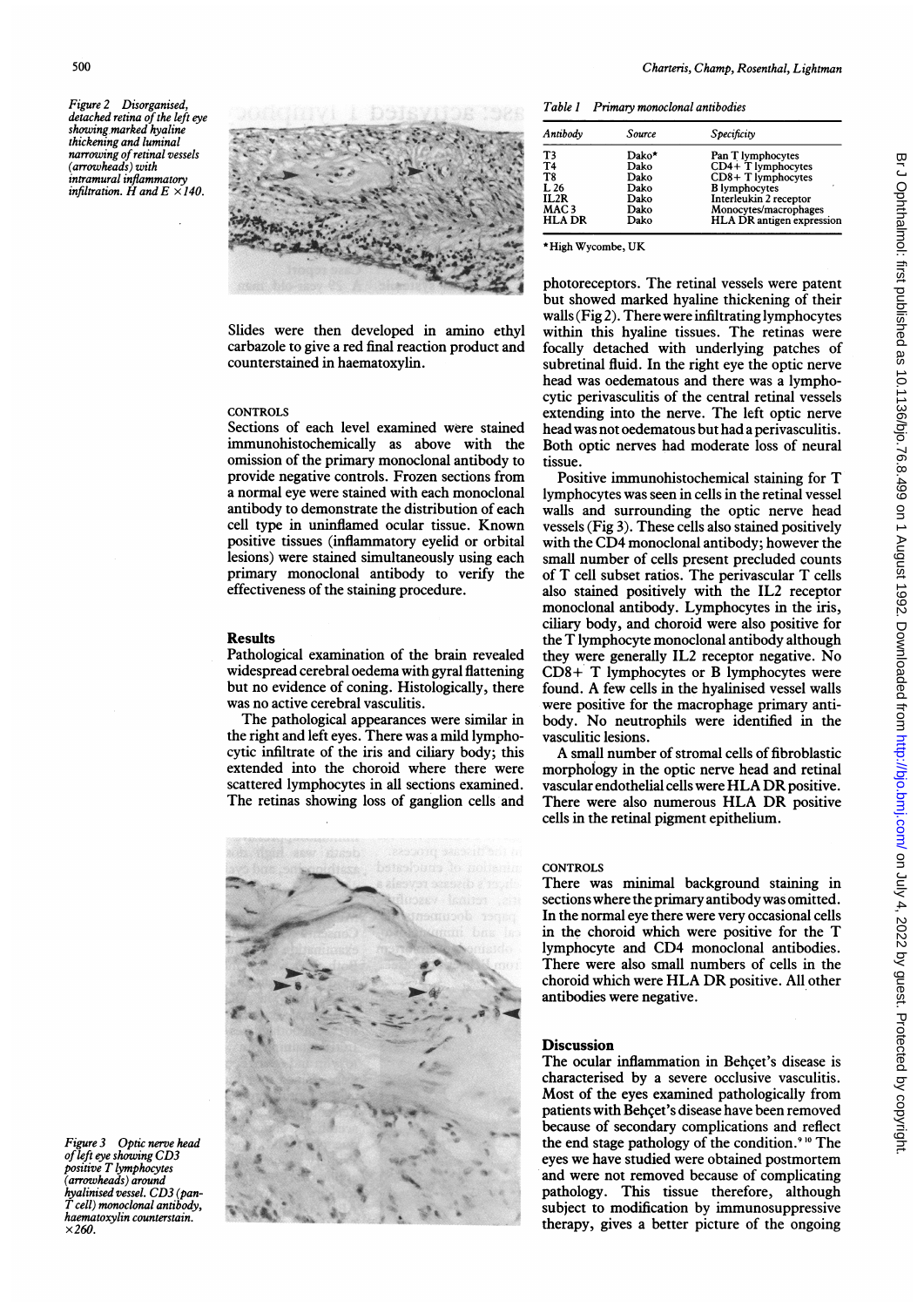*Figure 2 Disorganised, detached retina of the left eye showing marked hyaline thickening and luminal narrowing of retinal vessels (arrowheads) with intramural inflammatory infiltration. H and E ×140.*

Slides were then developed in amino ethyl carbazole to give a red final reaction product and counterstained in haematoxylin.

CONTROLS

Sections of each level examined were stained immunohistochemically as above with the omission of the primary monoclonal antibody to provide negative controls. Frozen sections from a normal eye were stained with each monoclonal antibody to demonstrate the distribution of each cell type in uninflamed ocular tissue. Known positive tissues (inflammatory eyelid or orbital lesions) were stained simultaneously using each primary monoclonal antibody to verify the effectiveness of the staining procedure.

## Results

Pathological examination of the brain revealed widespread cerebral oedema with gyral flattening but no evidence of coning. Histologically, there was no active cerebral vasculitis.

The pathological appearances were similar in the right and left eyes. There was a mild lymphocytic infiltrate of the iris and ciliary body; this extended into the choroid where there were scattered lymphocytes in all sections examined. The retinas showing loss of ganglion cells and photoreceptors. The retinal vessels were patent but showed marked hyaline thickening of their walls (Fig 2). There were infiltrating lymphocytes within this hyaline tissues. The retinas were focally detached with underlying patches of subretinal fluid. In the right eye the optic nerve head was oedematous and there was a lymphocytic perivasculitis of the central retinal vessels extending into the nerve. The left optic nerve head was not oedematous but had a perivasculitis. Both optic nerves had moderate loss of neural tissue.

*Table 1 Primary monoclonal antibodies*

| Antibody | Source | Specificity |
|---|---|---|
| T3 | Dako* | Pan T lymphocytes |
| T4 | Dako | CD4+ T lymphocytes |
| T8 | Dako | CD8+ T lymphocytes |
| L 26 | Dako | B lymphocytes |
| IL2R | Dako | Interleukin 2 receptor |
| MAC 3 | Dako | Monocytes/macrophages |
| HLA DR | Dako | HLA DR antigen expression |

*High Wycombe, UK

Positive immunohistochemical staining for T lymphocytes was seen in cells in the retinal vessel walls and surrounding the optic nerve head vessels (Fig 3). These cells also stained positively with the CD4 monoclonal antibody; however the small number of cells present precluded counts of T cell subset ratios. The perivascular T cells also stained positively with the IL2 receptor monoclonal antibody. Lymphocytes in the iris, ciliary body, and choroid were also positive for the T lymphocyte monoclonal antibody although they were generally IL2 receptor negative. No CD8+ T lymphocytes or B lymphocytes were found. A few cells in the hyalinised vessel walls were positive for the macrophage primary antibody. No neutrophils were identified in the vasculitic lesions.

A small number of stromal cells of fibroblastic morphology in the optic nerve head and retinal vascular endothelial cells were HLA DR positive. There were also numerous HLA DR positive cells in the retinal pigment epithelium.

CONTROLS

There was minimal background staining in sections where the primary antibody was omitted. In the normal eye there were very occasional cells in the choroid which were positive for the T lymphocyte and CD4 monoclonal antibodies. There were also small numbers of cells in the choroid which were HLA DR positive. All other antibodies were negative.

*Figure 3 Optic nerve head of left eye showing CD3 positive T lymphocytes (arrowheads) around hyalinised vessel. CD3 (pan-T cell) monoclonal antibody, haematoxylin counterstain. ×260.*

## Discussion

The ocular inflammation in Behçet's disease is characterised by a severe occlusive vasculitis. Most of the eyes examined pathologically from patients with Behçet's disease have been removed because of secondary complications and reflect the end stage pathology of the condition.[9,10] The eyes we have studied were obtained postmortem and were not removed because of complicating pathology. This tissue therefore, although subject to modification by immunosuppressive therapy, gives a better picture of the ongoing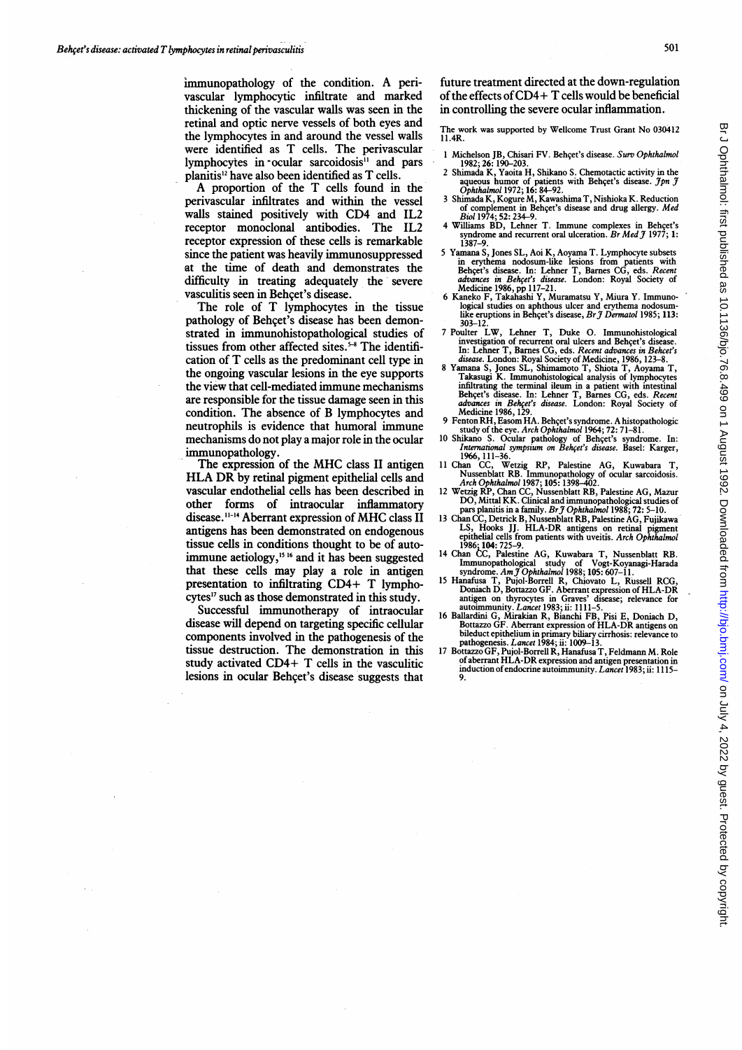immunopathology of the condition. A perivascular lymphocytic infiltrate and marked thickening of the vascular walls was seen in the retinal and optic nerve vessels of both eyes and the lymphocytes in and around the vessel walls were identified as T cells. The perivascular lymphocytes in ocular sarcoidosis[11] and pars planitis[12] have also been identified as T cells.

A proportion of the T cells found in the perivascular infiltrates and within the vessel walls stained positively with CD4 and IL2 receptor monoclonal antibodies. The IL2 receptor expression of these cells is remarkable since the patient was heavily immunosuppressed at the time of death and demonstrates the difficulty in treating adequately the severe vasculitis seen in Behçet's disease.

The role of T lymphocytes in the tissue pathology of Behçet's disease has been demonstrated in immunohistopathological studies of tissues from other affected sites.[5-8] The identification of T cells as the predominant cell type in the ongoing vascular lesions in the eye supports the view that cell-mediated immune mechanisms are responsible for the tissue damage seen in this condition. The absence of B lymphocytes and neutrophils is evidence that humoral immune mechanisms do not play a major role in the ocular immunopathology.

The expression of the MHC class II antigen HLA DR by retinal pigment epithelial cells and vascular endothelial cells has been described in other forms of intraocular inflammatory disease.[11-14] Aberrant expression of MHC class II antigens has been demonstrated on endogenous tissue cells in conditions thought to be of autoimmune aetiology,[15,16] and it has been suggested that these cells may play a role in antigen presentation to infiltrating CD4+ T lymphocytes[17] such as those demonstrated in this study.

Successful immunotherapy of intraocular disease will depend on targeting specific cellular components involved in the pathogenesis of the tissue destruction. The demonstration in this study activated CD4+ T cells in the vasculitic lesions in ocular Behçet's disease suggests that future treatment directed at the down-regulation of the effects of CD4+ T cells would be beneficial in controlling the severe ocular inflammation.

The work was supported by Wellcome Trust Grant No 030412 11.4R.

1. Michelson JB, Chisari FV. Behçet's disease. *Surv Ophthalmol* 1982; **26**: 190–203.
2. Shimada K, Yaoita H, Shikano S. Chemotactic activity in the aqueous humor of patients with Behçet's disease. *Jpn J Ophthalmol* 1972; **16**: 84–92.
3. Shimada K, Kogure M, Kawashima T, Nishioka K. Reduction of complement in Behçet's disease and drug allergy. *Med Biol* 1974; **52**: 234–9.
4. Williams BD, Lehner T. Immune complexes in Behçet's syndrome and recurrent oral ulceration. *Br Med J* 1977; **1**: 1387–9.
5. Yamana S, Jones SL, Aoi K, Aoyama T. Lymphocyte subsets in erythema nodosum-like lesions from patients with Behçet's disease. In: Lehner T, Barnes CG, eds. *Recent advances in Behçet's disease*. London: Royal Society of Medicine 1986, pp 117–21.
6. Kaneko F, Takahashi Y, Muramatsu Y, Miura Y. Immunological studies on aphthous ulcer and erythema nodosum-like eruptions in Behçet's disease, *Br J Dermatol* 1985; **113**: 303–12.
7. Poulter LW, Lehner T, Duke O. Immunohistological investigation of recurrent oral ulcers and Behçet's disease. In: Lehner T, Barnes CG, eds. *Recent advances in Behcet's disease*. London: Royal Society of Medicine, 1986, 123–8.
8. Yamana S, Jones SL, Shimamoto T, Shiota T, Aoyama T, Takasugi K. Immunohistological analysis of lymphocytes infiltrating the terminal ileum in a patient with intestinal Behçet's disease. In: Lehner T, Barnes CG, eds. *Recent advances in Behçet's disease*. London: Royal Society of Medicine 1986, 129.
9. Fenton RH, Easom HA. Behçet's syndrome. A histopathologic study of the eye. *Arch Ophthalmol* 1964; **72**: 71–81.
10. Shikano S. Ocular pathology of Behçet's syndrome. In: *International sympsium on Behçet's disease*. Basel: Karger, 1966, 111–36.
11. Chan CC, Wetzig RP, Palestine AG, Kuwabara T, Nussenblatt RB. Immunopathology of ocular sarcoidosis. *Arch Ophthalmol* 1987; **105**: 1398–402.
12. Wetzig RP, Chan CC, Nussenblatt RB, Palestine AG, Mazur DO, Mittal KK. Clinical and immunopathological studies of pars planitis in a family. *Br J Ophthalmol* 1988; **72**: 5–10.
13. Chan CC, Detrick B, Nussenblatt RB, Palestine AG, Fujikawa LS, Hooks JJ. HLA-DR antigens on retinal pigment epithelial cells from patients with uveitis. *Arch Ophthalmol* 1986; **104**: 725–9.
14. Chan CC, Palestine AG, Kuwabara T, Nussenblatt RB. Immunopathological study of Vogt-Koyanagi-Harada syndrome. *Am J Ophthalmol* 1988; **105**: 607–11.
15. Hanafusa T, Pujol-Borrell R, Chiovato L, Russell RCG, Doniach D, Bottazzo GF. Aberrant expression of HLA-DR antigen on thyrocytes in Graves' disease; relevance for autoimmunity. *Lancet* 1983; **ii**: 1111–5.
16. Ballardini G, Mirakian R, Bianchi FB, Pisi E, Doniach D, Bottazzo GF. Aberrant expression of HLA-DR antigens on bileduct epithelium in primary biliary cirrhosis: relevance to pathogenesis. *Lancet* 1984; **ii**: 1009–13.
17. Bottazzo GF, Pujol-Borrell R, Hanafusa T, Feldmann M. Role of aberrant HLA-DR expression and antigen presentation in induction of endocrine autoimmunity. *Lancet* 1983; **ii**: 1115–9.